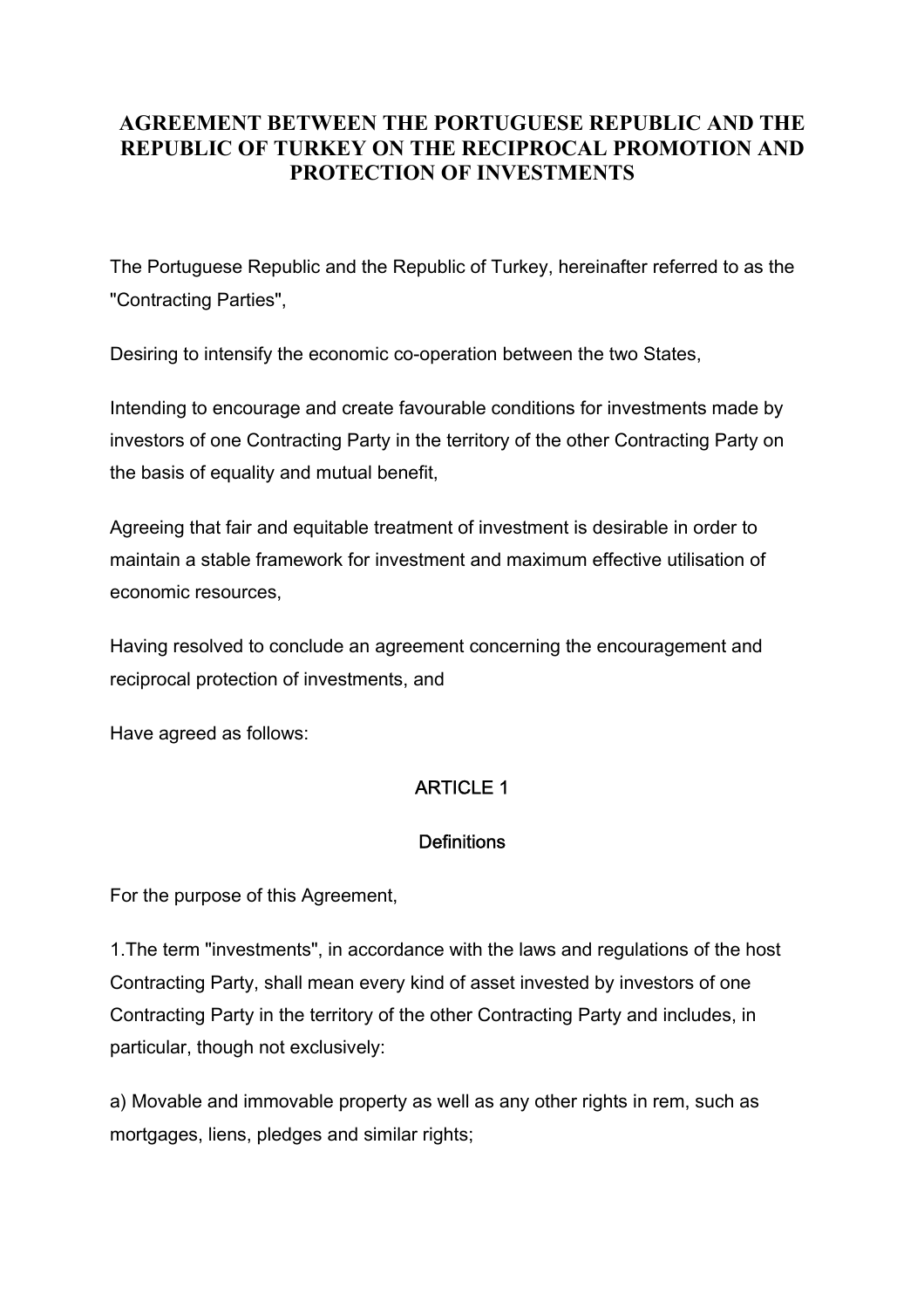# AGREEMENT BETWEEN THE PORTUGUESE REPUBLIC AND THE REPUBLIC OF TURKEY ON THE RECIPROCAL PROMOTION AND PROTECTION OF INVESTMENTS

The Portuguese Republic and the Republic of Turkey, hereinafter referred to as the "Contracting Parties",

Desiring to intensify the economic co-operation between the two States,

Intending to encourage and create favourable conditions for investments made by investors of one Contracting Party in the territory of the other Contracting Party on the basis of equality and mutual benefit,

Agreeing that fair and equitable treatment of investment is desirable in order to maintain a stable framework for investment and maximum effective utilisation of economic resources,

Having resolved to conclude an agreement concerning the encouragement and reciprocal protection of investments, and

Have agreed as follows:

## ARTICLE 1

### Definitions

For the purpose of this Agreement,

1.The term "investments", in accordance with the laws and regulations of the host Contracting Party, shall mean every kind of asset invested by investors of one Contracting Party in the territory of the other Contracting Party and includes, in particular, though not exclusively:

a) Movable and immovable property as well as any other rights in rem, such as mortgages, liens, pledges and similar rights;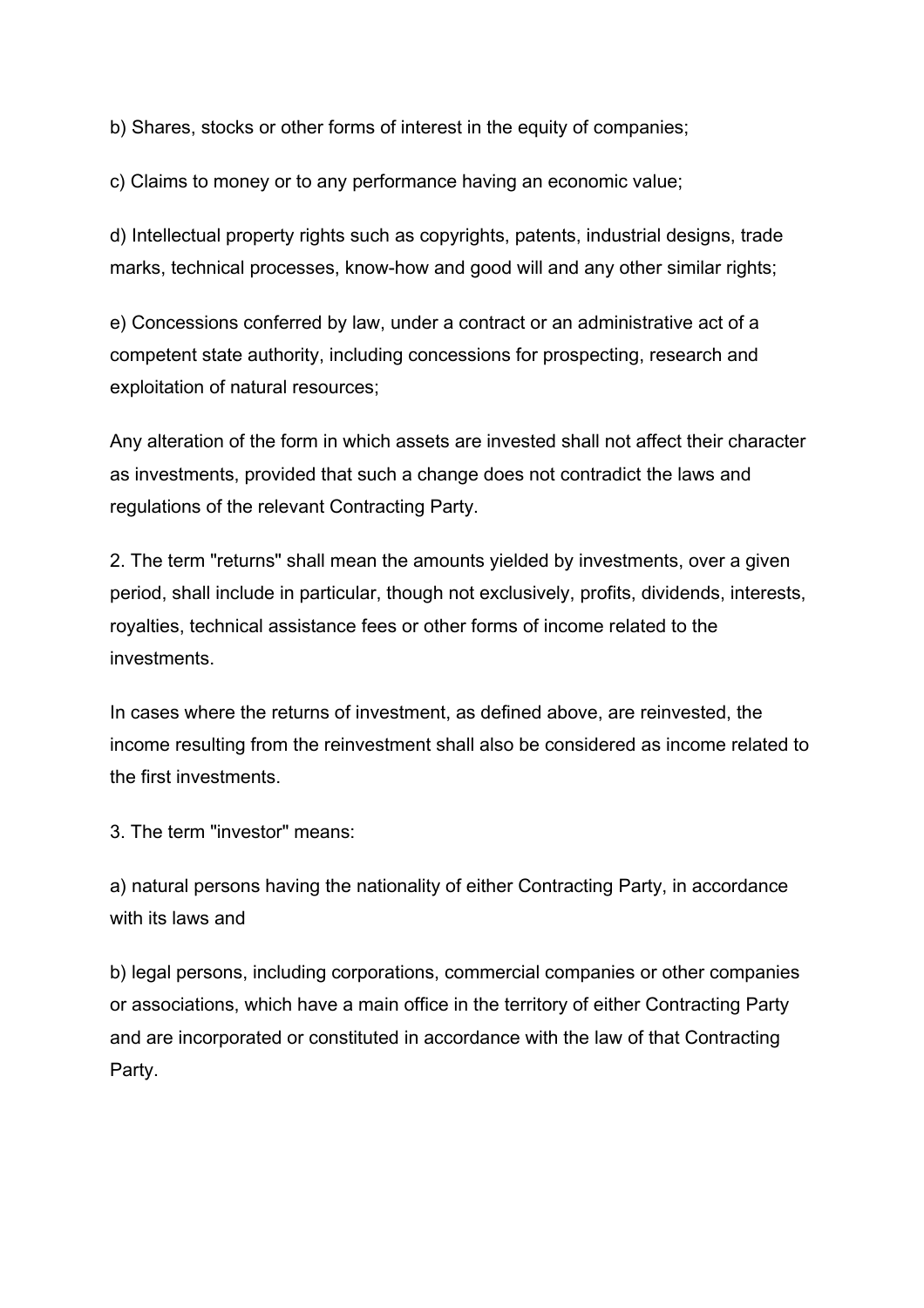b) Shares, stocks or other forms of interest in the equity of companies;

c) Claims to money or to any performance having an economic value;

d) Intellectual property rights such as copyrights, patents, industrial designs, trade marks, technical processes, know-how and good will and any other similar rights;

e) Concessions conferred by law, under a contract or an administrative act of a competent state authority, including concessions for prospecting, research and exploitation of natural resources;

Any alteration of the form in which assets are invested shall not affect their character as investments, provided that such a change does not contradict the laws and regulations of the relevant Contracting Party.

2. The term "returns" shall mean the amounts yielded by investments, over a given period, shall include in particular, though not exclusively, profits, dividends, interests, royalties, technical assistance fees or other forms of income related to the investments.

In cases where the returns of investment, as defined above, are reinvested, the income resulting from the reinvestment shall also be considered as income related to the first investments.

3. The term "investor" means:

a) natural persons having the nationality of either Contracting Party, in accordance with its laws and

b) legal persons, including corporations, commercial companies or other companies or associations, which have a main office in the territory of either Contracting Party and are incorporated or constituted in accordance with the law of that Contracting Party.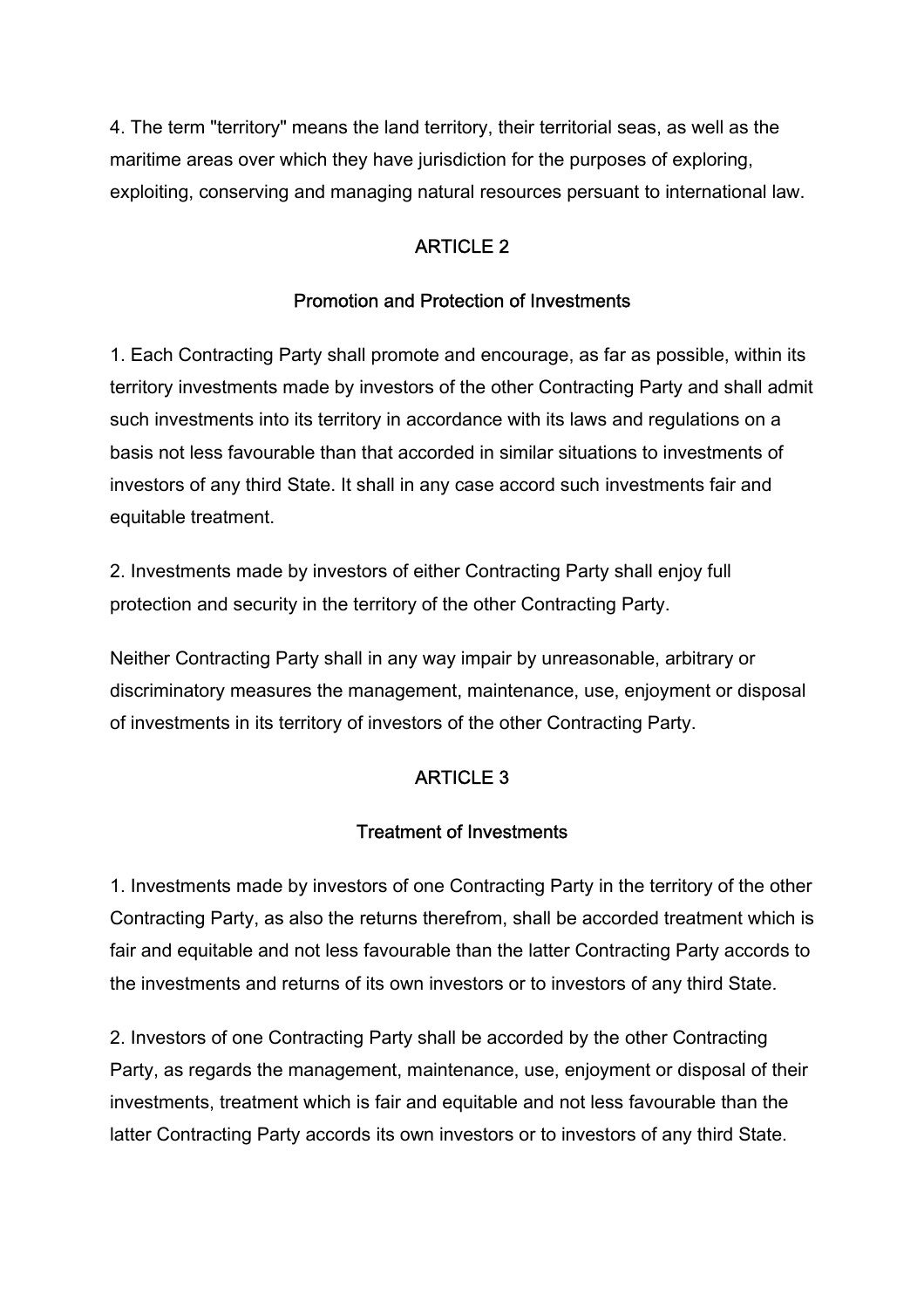4. The term "territory" means the land territory, their territorial seas, as well as the maritime areas over which they have jurisdiction for the purposes of exploring, exploiting, conserving and managing natural resources persuant to international law.

## ARTICLE 2

### Promotion and Protection of Investments

1. Each Contracting Party shall promote and encourage, as far as possible, within its territory investments made by investors of the other Contracting Party and shall admit such investments into its territory in accordance with its laws and regulations on a basis not less favourable than that accorded in similar situations to investments of investors of any third State. It shall in any case accord such investments fair and equitable treatment.

2. Investments made by investors of either Contracting Party shall enjoy full protection and security in the territory of the other Contracting Party.

Neither Contracting Party shall in any way impair by unreasonable, arbitrary or discriminatory measures the management, maintenance, use, enjoyment or disposal of investments in its territory of investors of the other Contracting Party.

## ARTICLE 3

### Treatment of Investments

1. Investments made by investors of one Contracting Party in the territory of the other Contracting Party, as also the returns therefrom, shall be accorded treatment which is fair and equitable and not less favourable than the latter Contracting Party accords to the investments and returns of its own investors or to investors of any third State.

2. Investors of one Contracting Party shall be accorded by the other Contracting Party, as regards the management, maintenance, use, enjoyment or disposal of their investments, treatment which is fair and equitable and not less favourable than the latter Contracting Party accords its own investors or to investors of any third State.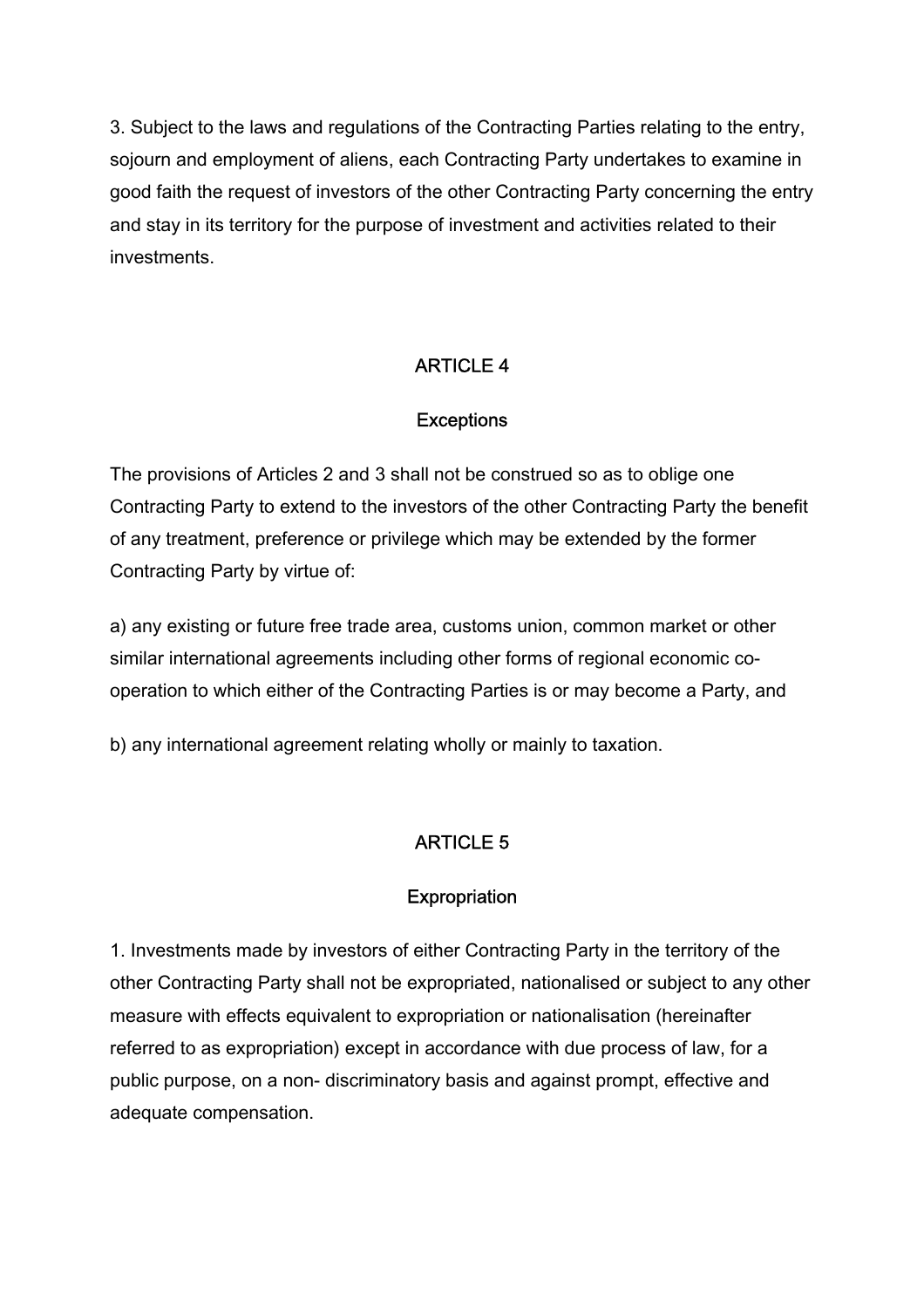3. Subject to the laws and regulations of the Contracting Parties relating to the entry, sojourn and employment of aliens, each Contracting Party undertakes to examine in good faith the request of investors of the other Contracting Party concerning the entry and stay in its territory for the purpose of investment and activities related to their investments.

## ARTICLE 4

### Exceptions

The provisions of Articles 2 and 3 shall not be construed so as to oblige one Contracting Party to extend to the investors of the other Contracting Party the benefit of any treatment, preference or privilege which may be extended by the former Contracting Party by virtue of:

a) any existing or future free trade area, customs union, common market or other similar international agreements including other forms of regional economic co-operation to which either of the Contracting Parties is or may become a Party, and

b) any international agreement relating wholly or mainly to taxation.

## ARTICLE 5

### Expropriation

1. Investments made by investors of either Contracting Party in the territory of the other Contracting Party shall not be expropriated, nationalised or subject to any other measure with effects equivalent to expropriation or nationalisation (hereinafter referred to as expropriation) except in accordance with due process of law, for a public purpose, on a non- discriminatory basis and against prompt, effective and adequate compensation.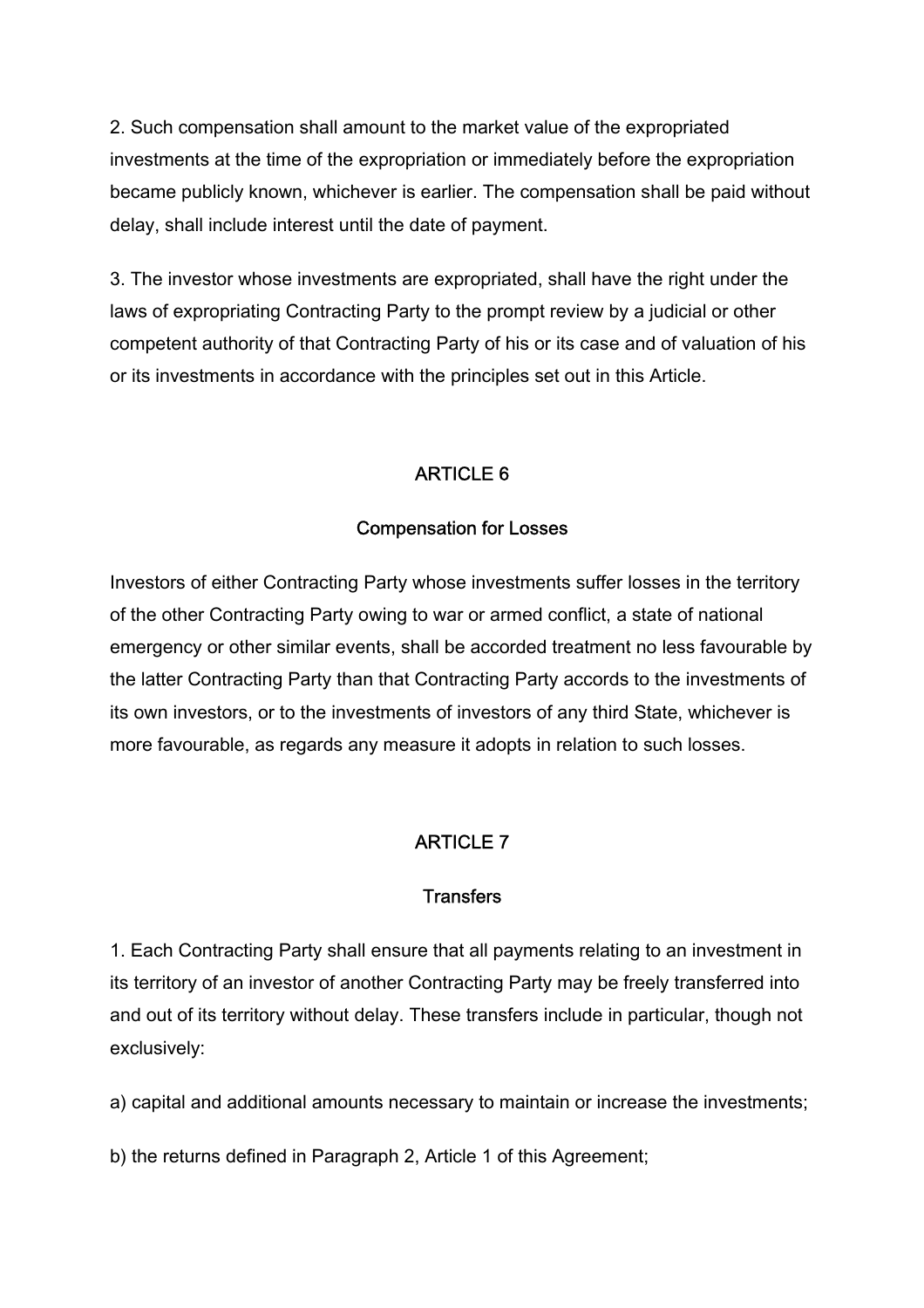2. Such compensation shall amount to the market value of the expropriated investments at the time of the expropriation or immediately before the expropriation became publicly known, whichever is earlier. The compensation shall be paid without delay, shall include interest until the date of payment.

3. The investor whose investments are expropriated, shall have the right under the laws of expropriating Contracting Party to the prompt review by a judicial or other competent authority of that Contracting Party of his or its case and of valuation of his or its investments in accordance with the principles set out in this Article.

## ARTICLE 6

### Compensation for Losses

Investors of either Contracting Party whose investments suffer losses in the territory of the other Contracting Party owing to war or armed conflict, a state of national emergency or other similar events, shall be accorded treatment no less favourable by the latter Contracting Party than that Contracting Party accords to the investments of its own investors, or to the investments of investors of any third State, whichever is more favourable, as regards any measure it adopts in relation to such losses.

## ARTICLE 7

### Transfers

1. Each Contracting Party shall ensure that all payments relating to an investment in its territory of an investor of another Contracting Party may be freely transferred into and out of its territory without delay. These transfers include in particular, though not exclusively:

a) capital and additional amounts necessary to maintain or increase the investments;

b) the returns defined in Paragraph 2, Article 1 of this Agreement;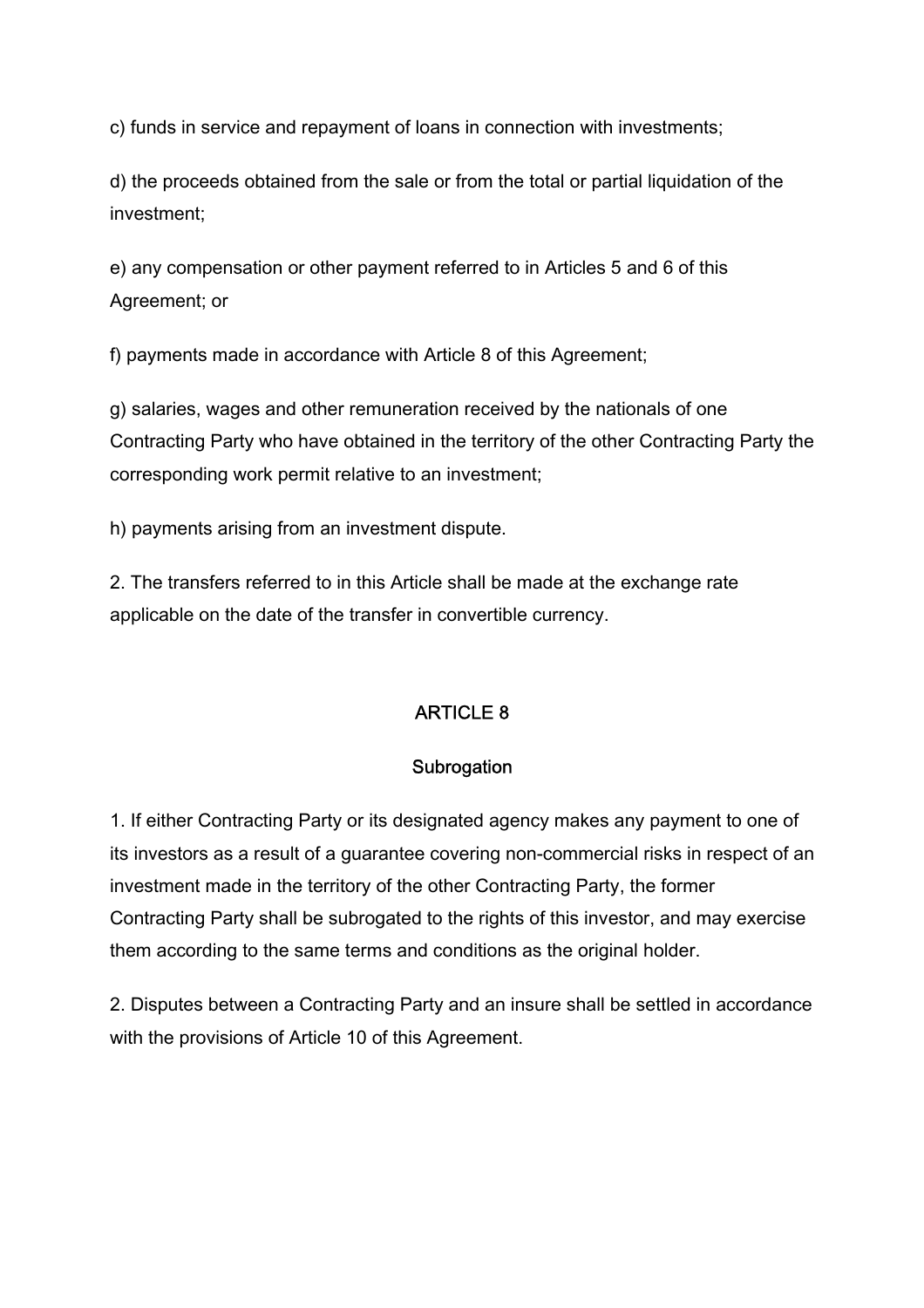c) funds in service and repayment of loans in connection with investments;

d) the proceeds obtained from the sale or from the total or partial liquidation of the investment;

e) any compensation or other payment referred to in Articles 5 and 6 of this Agreement; or

f) payments made in accordance with Article 8 of this Agreement;

g) salaries, wages and other remuneration received by the nationals of one Contracting Party who have obtained in the territory of the other Contracting Party the corresponding work permit relative to an investment;

h) payments arising from an investment dispute.

2. The transfers referred to in this Article shall be made at the exchange rate applicable on the date of the transfer in convertible currency.

## ARTICLE 8

### Subrogation

1. If either Contracting Party or its designated agency makes any payment to one of its investors as a result of a guarantee covering non-commercial risks in respect of an investment made in the territory of the other Contracting Party, the former Contracting Party shall be subrogated to the rights of this investor, and may exercise them according to the same terms and conditions as the original holder.

2. Disputes between a Contracting Party and an insure shall be settled in accordance with the provisions of Article 10 of this Agreement.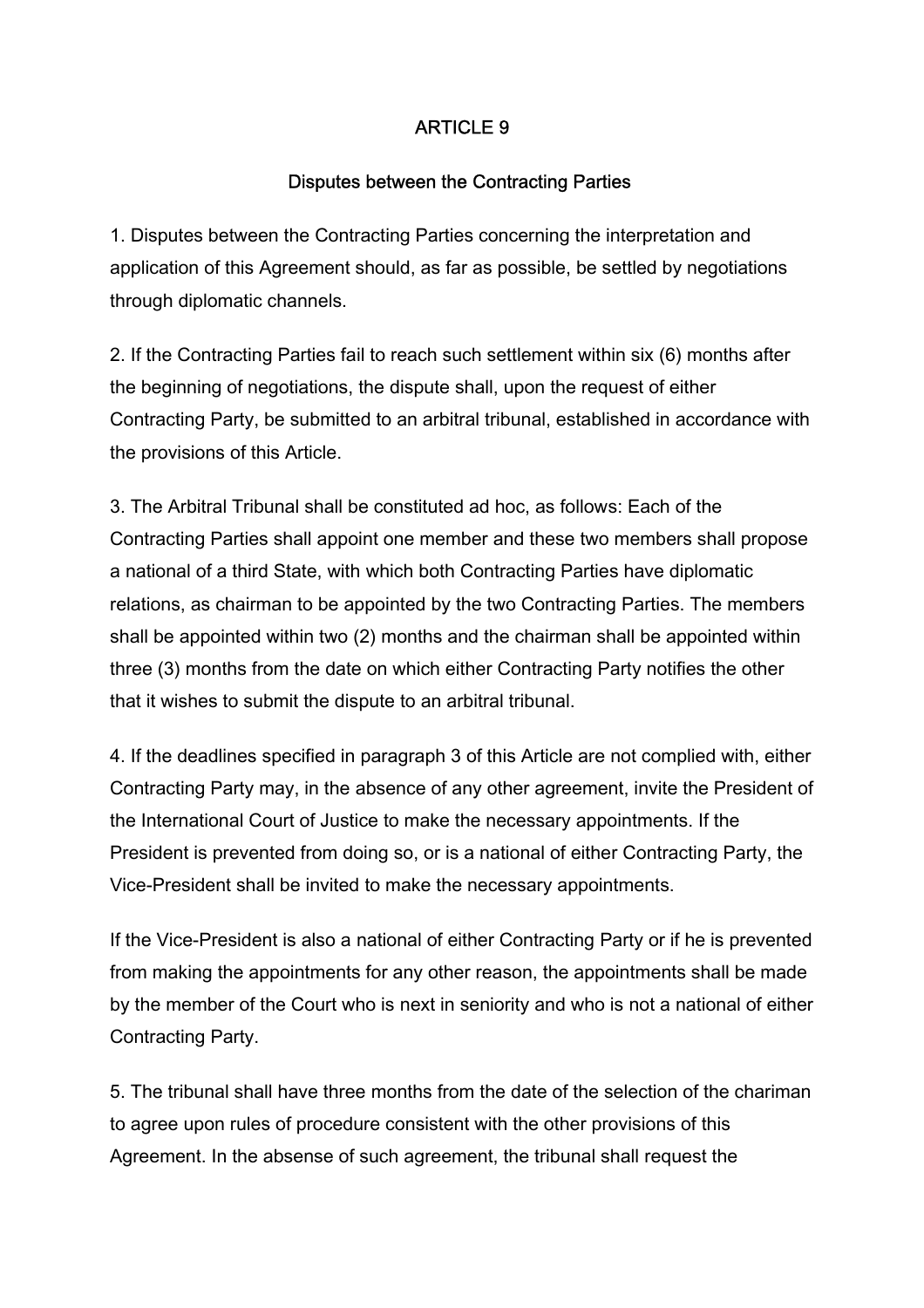# ARTICLE 9

## Disputes between the Contracting Parties

1. Disputes between the Contracting Parties concerning the interpretation and application of this Agreement should, as far as possible, be settled by negotiations through diplomatic channels.

2. If the Contracting Parties fail to reach such settlement within six (6) months after the beginning of negotiations, the dispute shall, upon the request of either Contracting Party, be submitted to an arbitral tribunal, established in accordance with the provisions of this Article.

3. The Arbitral Tribunal shall be constituted ad hoc, as follows: Each of the Contracting Parties shall appoint one member and these two members shall propose a national of a third State, with which both Contracting Parties have diplomatic relations, as chairman to be appointed by the two Contracting Parties. The members shall be appointed within two (2) months and the chairman shall be appointed within three (3) months from the date on which either Contracting Party notifies the other that it wishes to submit the dispute to an arbitral tribunal.

4. If the deadlines specified in paragraph 3 of this Article are not complied with, either Contracting Party may, in the absence of any other agreement, invite the President of the International Court of Justice to make the necessary appointments. If the President is prevented from doing so, or is a national of either Contracting Party, the Vice-President shall be invited to make the necessary appointments.

If the Vice-President is also a national of either Contracting Party or if he is prevented from making the appointments for any other reason, the appointments shall be made by the member of the Court who is next in seniority and who is not a national of either Contracting Party.

5. The tribunal shall have three months from the date of the selection of the chariman to agree upon rules of procedure consistent with the other provisions of this Agreement. In the absense of such agreement, the tribunal shall request the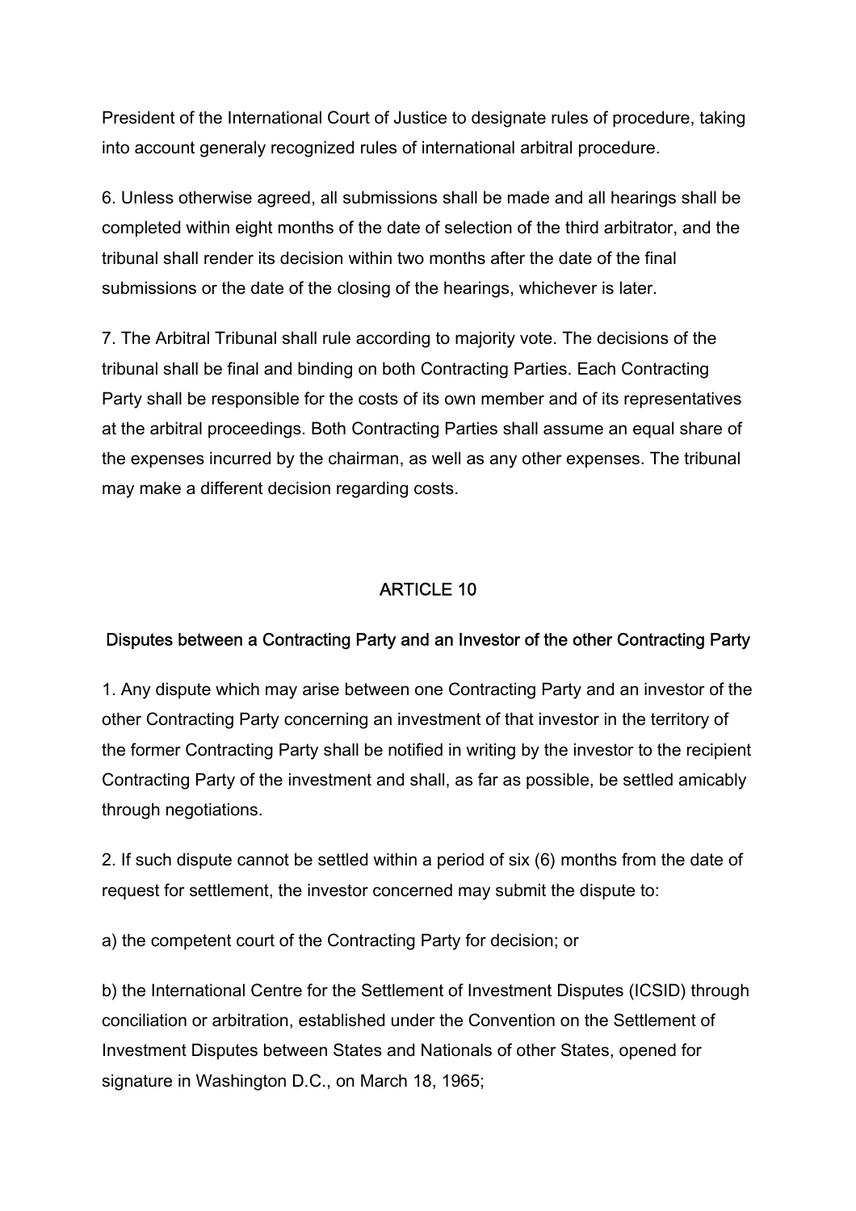President of the International Court of Justice to designate rules of procedure, taking into account generaly recognized rules of international arbitral procedure.

6. Unless otherwise agreed, all submissions shall be made and all hearings shall be completed within eight months of the date of selection of the third arbitrator, and the tribunal shall render its decision within two months after the date of the final submissions or the date of the closing of the hearings, whichever is later.

7. The Arbitral Tribunal shall rule according to majority vote. The decisions of the tribunal shall be final and binding on both Contracting Parties. Each Contracting Party shall be responsible for the costs of its own member and of its representatives at the arbitral proceedings. Both Contracting Parties shall assume an equal share of the expenses incurred by the chairman, as well as any other expenses. The tribunal may make a different decision regarding costs.

## ARTICLE 10

### Disputes between a Contracting Party and an Investor of the other Contracting Party

1. Any dispute which may arise between one Contracting Party and an investor of the other Contracting Party concerning an investment of that investor in the territory of the former Contracting Party shall be notified in writing by the investor to the recipient Contracting Party of the investment and shall, as far as possible, be settled amicably through negotiations.

2. If such dispute cannot be settled within a period of six (6) months from the date of request for settlement, the investor concerned may submit the dispute to:

a) the competent court of the Contracting Party for decision; or

b) the International Centre for the Settlement of Investment Disputes (ICSID) through conciliation or arbitration, established under the Convention on the Settlement of Investment Disputes between States and Nationals of other States, opened for signature in Washington D.C., on March 18, 1965;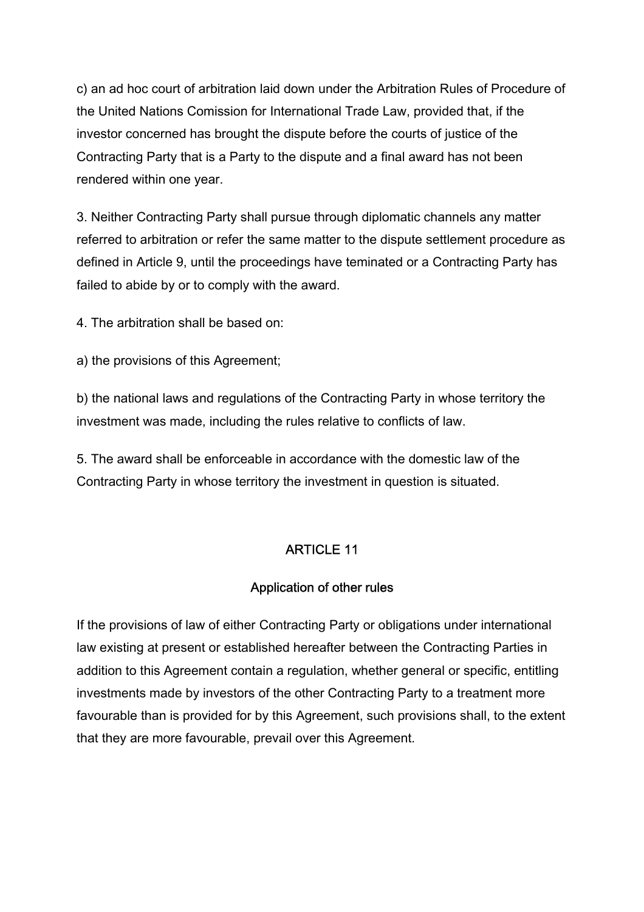c) an ad hoc court of arbitration laid down under the Arbitration Rules of Procedure of the United Nations Comission for International Trade Law, provided that, if the investor concerned has brought the dispute before the courts of justice of the Contracting Party that is a Party to the dispute and a final award has not been rendered within one year.

3. Neither Contracting Party shall pursue through diplomatic channels any matter referred to arbitration or refer the same matter to the dispute settlement procedure as defined in Article 9, until the proceedings have teminated or a Contracting Party has failed to abide by or to comply with the award.

4. The arbitration shall be based on:

a) the provisions of this Agreement;

b) the national laws and regulations of the Contracting Party in whose territory the investment was made, including the rules relative to conflicts of law.

5. The award shall be enforceable in accordance with the domestic law of the Contracting Party in whose territory the investment in question is situated.

## ARTICLE 11

## Application of other rules

If the provisions of law of either Contracting Party or obligations under international law existing at present or established hereafter between the Contracting Parties in addition to this Agreement contain a regulation, whether general or specific, entitling investments made by investors of the other Contracting Party to a treatment more favourable than is provided for by this Agreement, such provisions shall, to the extent that they are more favourable, prevail over this Agreement.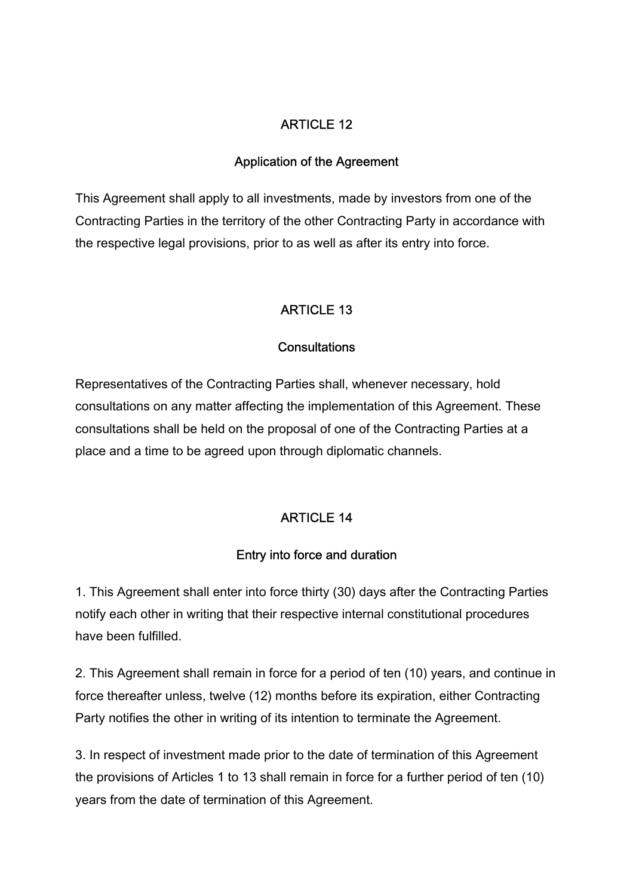## ARTICLE 12

### Application of the Agreement

This Agreement shall apply to all investments, made by investors from one of the Contracting Parties in the territory of the other Contracting Party in accordance with the respective legal provisions, prior to as well as after its entry into force.

## ARTICLE 13

### Consultations

Representatives of the Contracting Parties shall, whenever necessary, hold consultations on any matter affecting the implementation of this Agreement. These consultations shall be held on the proposal of one of the Contracting Parties at a place and a time to be agreed upon through diplomatic channels.

## ARTICLE 14

### Entry into force and duration

1. This Agreement shall enter into force thirty (30) days after the Contracting Parties notify each other in writing that their respective internal constitutional procedures have been fulfilled.

2. This Agreement shall remain in force for a period of ten (10) years, and continue in force thereafter unless, twelve (12) months before its expiration, either Contracting Party notifies the other in writing of its intention to terminate the Agreement.

3. In respect of investment made prior to the date of termination of this Agreement the provisions of Articles 1 to 13 shall remain in force for a further period of ten (10) years from the date of termination of this Agreement.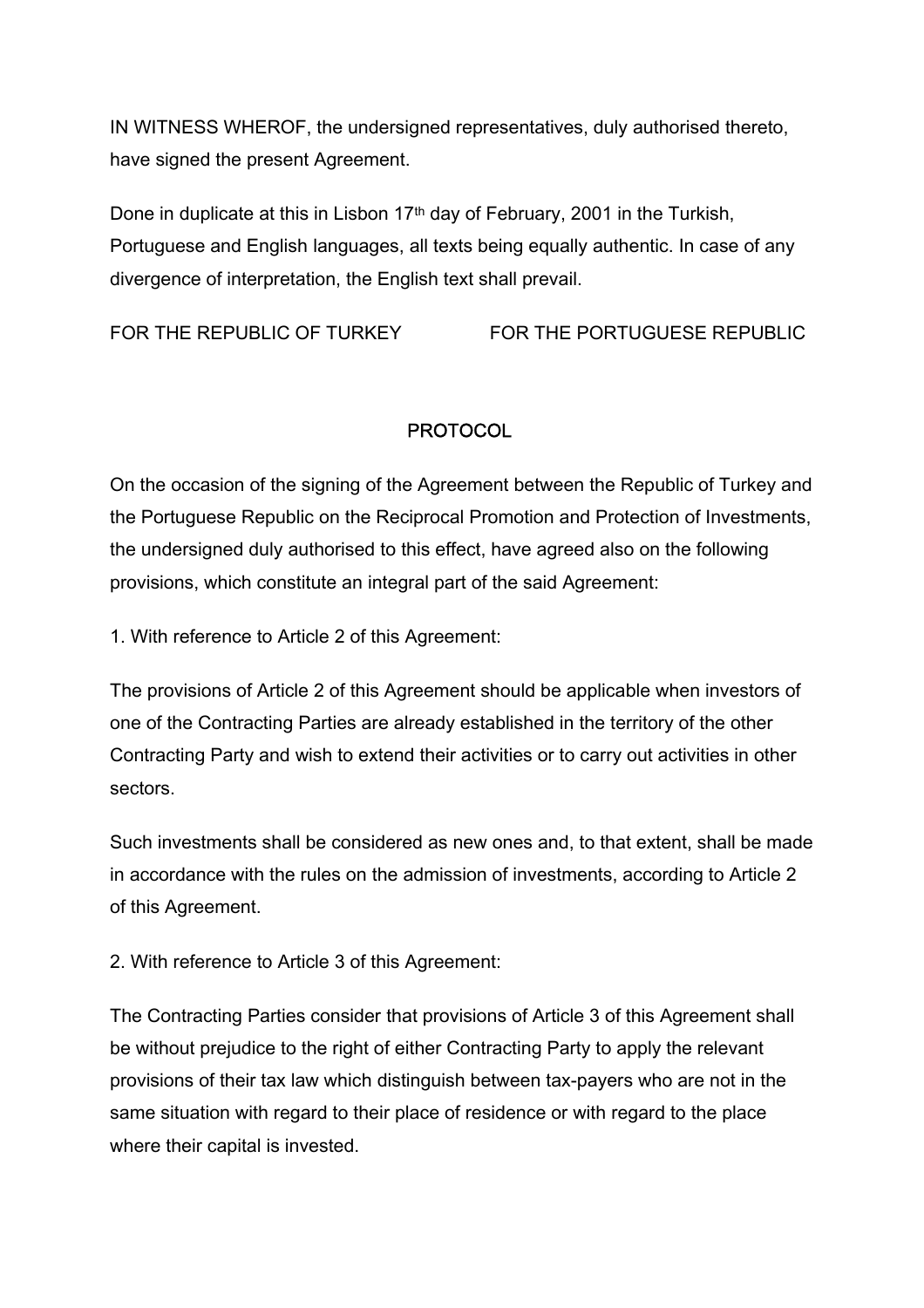IN WITNESS WHEROF, the undersigned representatives, duly authorised thereto, have signed the present Agreement.

Done in duplicate at this in Lisbon 17th day of February, 2001 in the Turkish, Portuguese and English languages, all texts being equally authentic. In case of any divergence of interpretation, the English text shall prevail.

FOR THE REPUBLIC OF TURKEY FOR THE PORTUGUESE REPUBLIC

## PROTOCOL

On the occasion of the signing of the Agreement between the Republic of Turkey and the Portuguese Republic on the Reciprocal Promotion and Protection of Investments, the undersigned duly authorised to this effect, have agreed also on the following provisions, which constitute an integral part of the said Agreement:

1. With reference to Article 2 of this Agreement:

The provisions of Article 2 of this Agreement should be applicable when investors of one of the Contracting Parties are already established in the territory of the other Contracting Party and wish to extend their activities or to carry out activities in other sectors.

Such investments shall be considered as new ones and, to that extent, shall be made in accordance with the rules on the admission of investments, according to Article 2 of this Agreement.

2. With reference to Article 3 of this Agreement:

The Contracting Parties consider that provisions of Article 3 of this Agreement shall be without prejudice to the right of either Contracting Party to apply the relevant provisions of their tax law which distinguish between tax-payers who are not in the same situation with regard to their place of residence or with regard to the place where their capital is invested.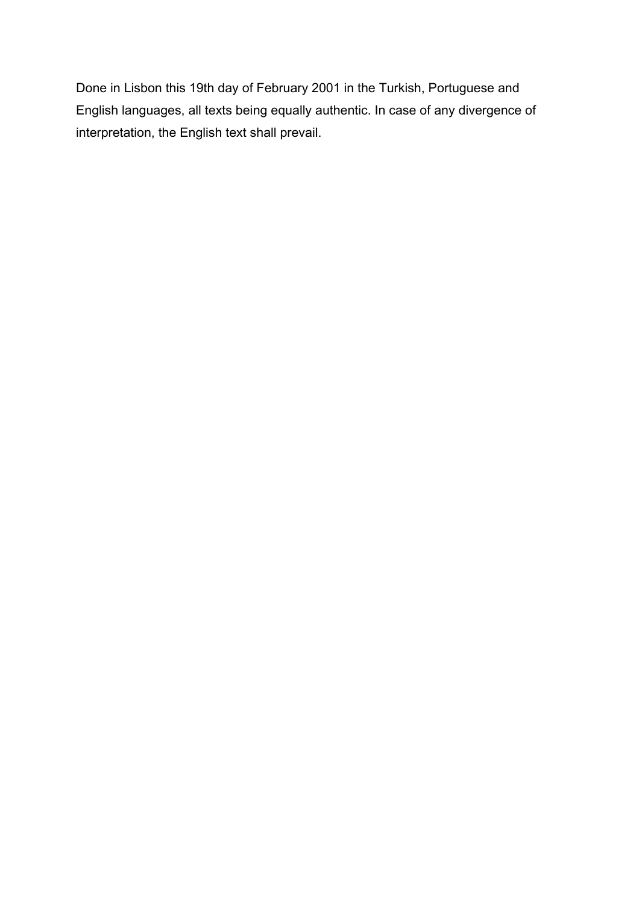Done in Lisbon this 19th day of February 2001 in the Turkish, Portuguese and English languages, all texts being equally authentic. In case of any divergence of interpretation, the English text shall prevail.